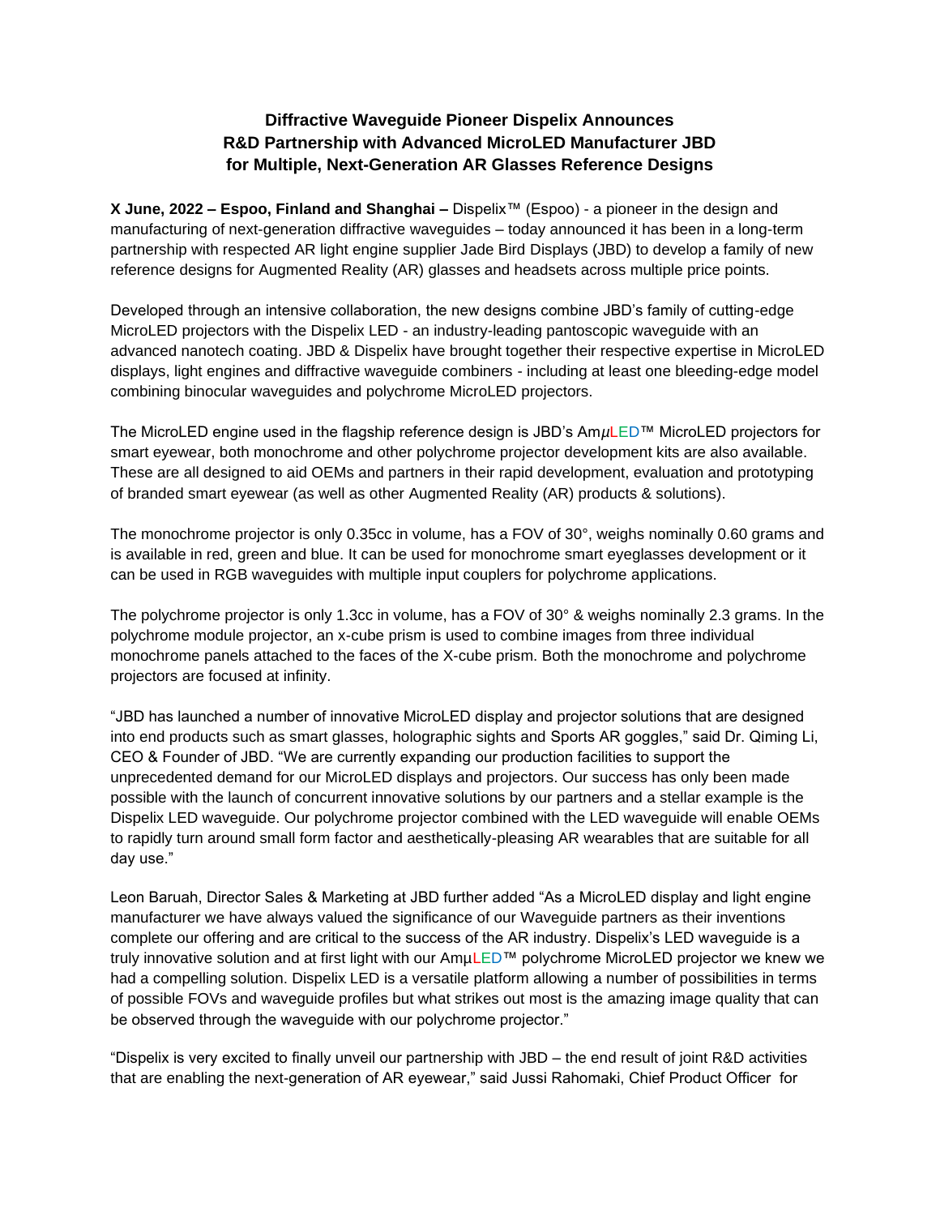# Diffractive Waveguide Pioneer Dispelix Announces R&D Partnership with Advanced MicroLED Manufacturer JBD for Multiple, Next-Generation AR Glasses Reference Designs

**X June, 2022 – Espoo, Finland and Shanghai –** Dispelix™ (Espoo) - a pioneer in the design and manufacturing of next-generation diffractive waveguides – today announced it has been in a long-term partnership with respected AR light engine supplier Jade Bird Displays (JBD) to develop a family of new reference designs for Augmented Reality (AR) glasses and headsets across multiple price points.

Developed through an intensive collaboration, the new designs combine JBD's family of cutting-edge MicroLED projectors with the Dispelix LED - an industry-leading pantoscopic waveguide with an advanced nanotech coating. JBD & Dispelix have brought together their respective expertise in MicroLED displays, light engines and diffractive waveguide combiners - including at least one bleeding-edge model combining binocular waveguides and polychrome MicroLED projectors.

The MicroLED engine used in the flagship reference design is JBD's AmμLED™ MicroLED projectors for smart eyewear, both monochrome and other polychrome projector development kits are also available. These are all designed to aid OEMs and partners in their rapid development, evaluation and prototyping of branded smart eyewear (as well as other Augmented Reality (AR) products & solutions).

The monochrome projector is only 0.35cc in volume, has a FOV of 30°, weighs nominally 0.60 grams and is available in red, green and blue. It can be used for monochrome smart eyeglasses development or it can be used in RGB waveguides with multiple input couplers for polychrome applications.

The polychrome projector is only 1.3cc in volume, has a FOV of 30° & weighs nominally 2.3 grams. In the polychrome module projector, an x-cube prism is used to combine images from three individual monochrome panels attached to the faces of the X-cube prism. Both the monochrome and polychrome projectors are focused at infinity.

"JBD has launched a number of innovative MicroLED display and projector solutions that are designed into end products such as smart glasses, holographic sights and Sports AR goggles," said Dr. Qiming Li, CEO & Founder of JBD. "We are currently expanding our production facilities to support the unprecedented demand for our MicroLED displays and projectors. Our success has only been made possible with the launch of concurrent innovative solutions by our partners and a stellar example is the Dispelix LED waveguide. Our polychrome projector combined with the LED waveguide will enable OEMs to rapidly turn around small form factor and aesthetically-pleasing AR wearables that are suitable for all day use."

Leon Baruah, Director Sales & Marketing at JBD further added "As a MicroLED display and light engine manufacturer we have always valued the significance of our Waveguide partners as their inventions complete our offering and are critical to the success of the AR industry. Dispelix's LED waveguide is a truly innovative solution and at first light with our AmμLED™ polychrome MicroLED projector we knew we had a compelling solution. Dispelix LED is a versatile platform allowing a number of possibilities in terms of possible FOVs and waveguide profiles but what strikes out most is the amazing image quality that can be observed through the waveguide with our polychrome projector."

"Dispelix is very excited to finally unveil our partnership with JBD – the end result of joint R&D activities that are enabling the next-generation of AR eyewear," said Jussi Rahomaki, Chief Product Officer for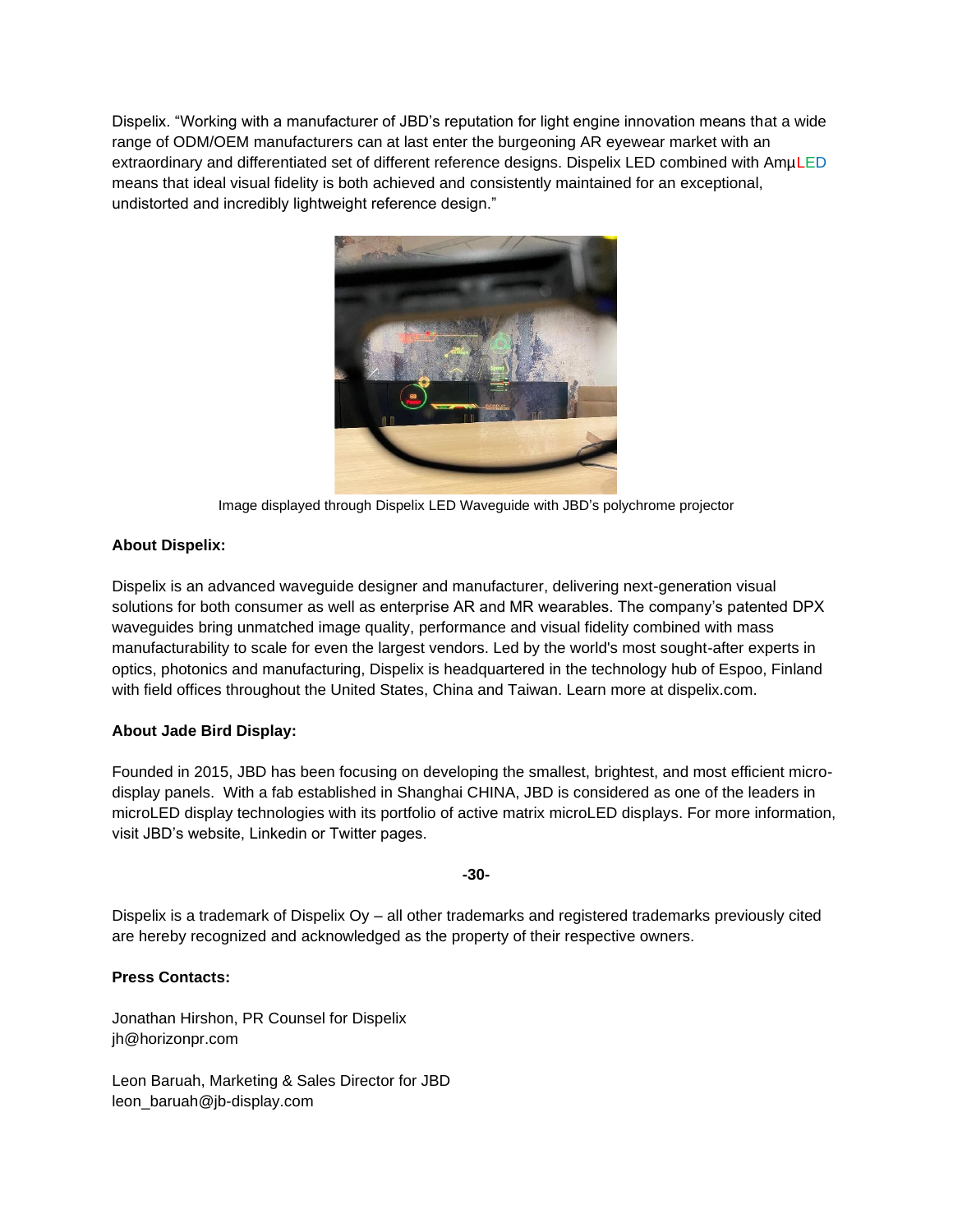Dispelix. “Working with a manufacturer of JBD’s reputation for light engine innovation means that a wide range of ODM/OEM manufacturers can at last enter the burgeoning AR eyewear market with an extraordinary and differentiated set of different reference designs. Dispelix LED combined with AmμLED means that ideal visual fidelity is both achieved and consistently maintained for an exceptional, undistorted and incredibly lightweight reference design.”

Image displayed through Dispelix LED Waveguide with JBD’s polychrome projector

**About Dispelix:**

Dispelix is an advanced waveguide designer and manufacturer, delivering next-generation visual solutions for both consumer as well as enterprise AR and MR wearables. The company’s patented DPX waveguides bring unmatched image quality, performance and visual fidelity combined with mass manufacturability to scale for even the largest vendors. Led by the world's most sought-after experts in optics, photonics and manufacturing, Dispelix is headquartered in the technology hub of Espoo, Finland with field offices throughout the United States, China and Taiwan. Learn more at dispelix.com.

**About Jade Bird Display:**

Founded in 2015, JBD has been focusing on developing the smallest, brightest, and most efficient micro-display panels. With a fab established in Shanghai CHINA, JBD is considered as one of the leaders in microLED display technologies with its portfolio of active matrix microLED displays. For more information, visit JBD’s website, Linkedin or Twitter pages.

**-30-**

Dispelix is a trademark of Dispelix Oy – all other trademarks and registered trademarks previously cited are hereby recognized and acknowledged as the property of their respective owners.

**Press Contacts:**

Jonathan Hirshon, PR Counsel for Dispelix
jh@horizonpr.com

Leon Baruah, Marketing & Sales Director for JBD
leon_baruah@jb-display.com